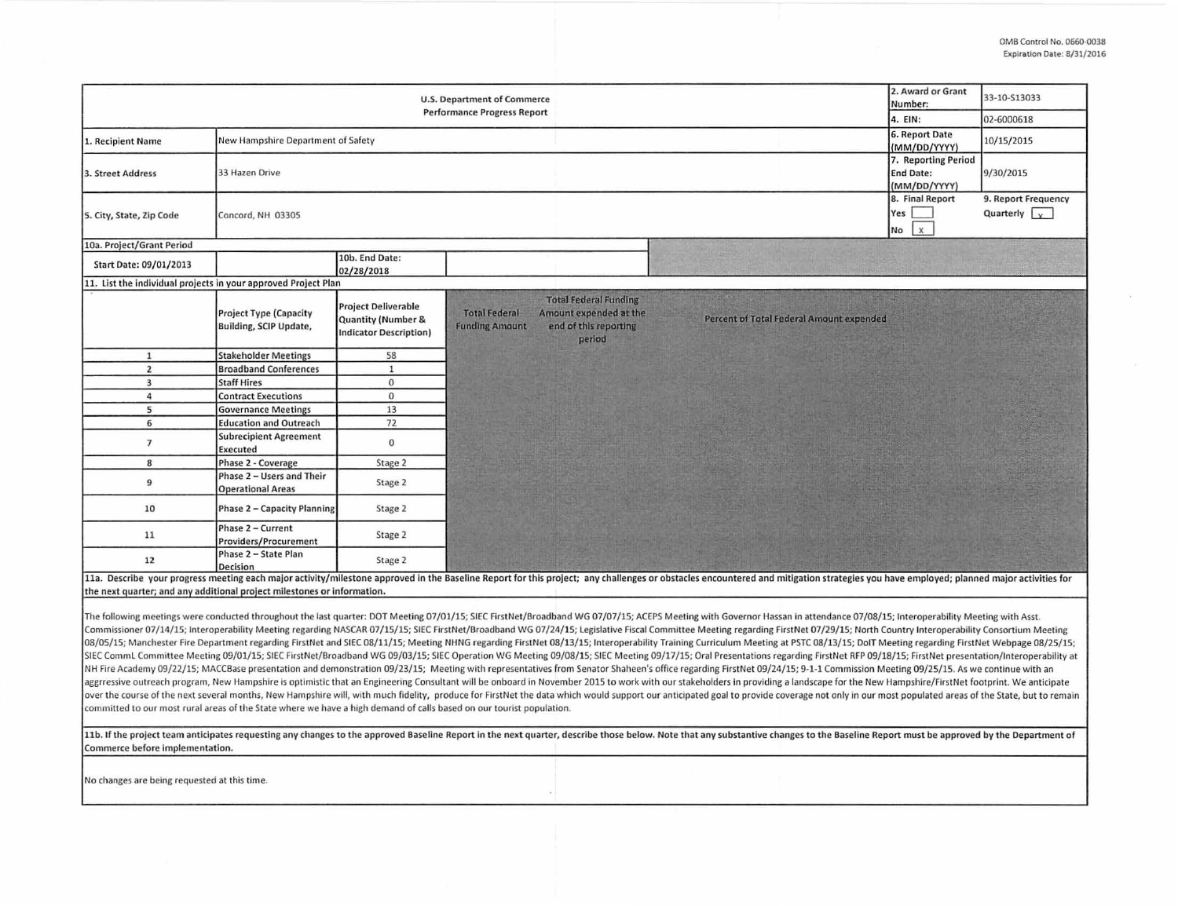OMB Control No. 0660-0038
Expiration Date: 8/31/2016

| U.S. Department of Commerce Performance Progress Report | | 2. Award or Grant Number: | 33-10-S13033 |
|---|---|---|---|
| | | 4. EIN: | 02-6000618 |
| 1. Recipient Name | New Hampshire Department of Safety | 6. Report Date (MM/DD/YYYY) | 10/15/2015 |
| 3. Street Address | 33 Hazen Drive | 7. Reporting Period End Date: (MM/DD/YYYY) | 9/30/2015 |
| 5. City, State, Zip Code | Concord, NH 03305 | 8. Final Report Yes [ ] No [x] | 9. Report Frequency Quarterly [x] |

| 10a. Project/Grant Period | | | |
|---|---|---|---|
| Start Date: 09/01/2013 | | 10b. End Date: 02/28/2018 | |

**11. List the individual projects in your approved Project Plan**

| | Project Type (Capacity Building, SCIP Update, | Project Deliverable Quantity (Number & Indicator Description) | Total Federal Funding Amount | Total Federal Funding Amount expended at the end of this reporting period | Percent of Total Federal Amount expended |
|---|---|---|---|---|---|
| 1 | Stakeholder Meetings | 58 | | | |
| 2 | Broadband Conferences | 1 | | | |
| 3 | Staff Hires | 0 | | | |
| 4 | Contract Executions | 0 | | | |
| 5 | Governance Meetings | 13 | | | |
| 6 | Education and Outreach | 72 | | | |
| 7 | Subrecipient Agreement Executed | 0 | | | |
| 8 | Phase 2 - Coverage | Stage 2 | | | |
| 9 | Phase 2 – Users and Their Operational Areas | Stage 2 | | | |
| 10 | Phase 2 – Capacity Planning | Stage 2 | | | |
| 11 | Phase 2 – Current Providers/Procurement | Stage 2 | | | |
| 12 | Phase 2 – State Plan Decision | Stage 2 | | | |

**11a. Describe your progress meeting each major activity/milestone approved in the Baseline Report for this project; any challenges or obstacles encountered and mitigation strategies you have employed; planned major activities for the next quarter; and any additional project milestones or information.**

The following meetings were conducted throughout the last quarter: DOT Meeting 07/01/15; SIEC FirstNet/Broadband WG 07/07/15; ACEPS Meeting with Governor Hassan in attendance 07/08/15; Interoperability Meeting with Asst. Commissioner 07/14/15; Interoperability Meeting regarding NASCAR 07/15/15; SIEC FirstNet/Broadband WG 07/24/15; Legislative Fiscal Committee Meeting regarding FirstNet 07/29/15; North Country Interoperability Consortium Meeting 08/05/15; Manchester Fire Department regarding FirstNet and SIEC 08/11/15; Meeting NHNG regarding FirstNet 08/13/15; Interoperability Training Curriculum Meeting at PSTC 08/13/15; DoIT Meeting regarding FirstNet Webpage 08/25/15; SIEC CommL Committee Meeting 09/01/15; SIEC FirstNet/Broadband WG 09/03/15; SIEC Operation WG Meeting 09/08/15; SIEC Meeting 09/17/15; Oral Presentations regarding FirstNet RFP 09/18/15; FirstNet presentation/Interoperability at NH Fire Academy 09/22/15; MACCBase presentation and demonstration 09/23/15; Meeting with representatives from Senator Shaheen's office regarding FirstNet 09/24/15; 9-1-1 Commission Meeting 09/25/15. As we continue with an aggrressive outreach program, New Hampshire is optimistic that an Engineering Consultant will be onboard in November 2015 to work with our stakeholders in providing a landscape for the New Hampshire/FirstNet footprint. We anticipate over the course of the next several months, New Hampshire will, with much fidelity, produce for FirstNet the data which would support our anticipated goal to provide coverage not only in our most populated areas of the State, but to remain committed to our most rural areas of the State where we have a high demand of calls based on our tourist population.

**11b. If the project team anticipates requesting any changes to the approved Baseline Report in the next quarter, describe those below. Note that any substantive changes to the Baseline Report must be approved by the Department of Commerce before implementation.**

No changes are being requested at this time.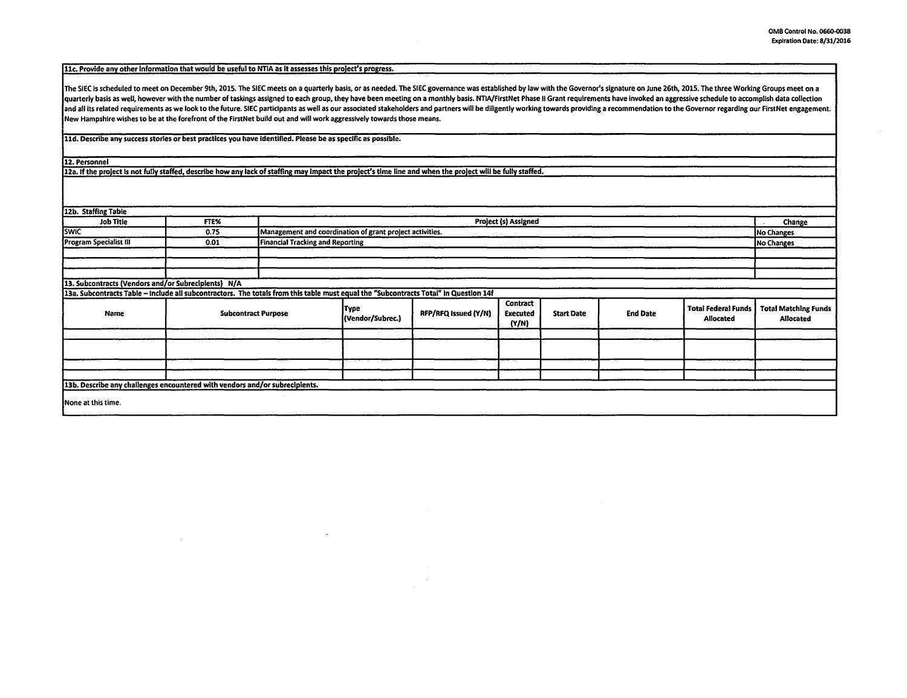**11c. Provide any other information that would be useful to NTIA as it assesses this project's progress.**

The SIEC is scheduled to meet on December 9th, 2015. The SIEC meets on a quarterly basis, or as needed. The SIEC governance was established by law with the Governor's signature on June 26th, 2015. The three Working Groups meet on a quarterly basis as well, however with the number of taskings assigned to each group, they have been meeting on a monthly basis. NTIA/FirstNet Phase II Grant requirements have invoked an aggressive schedule to accomplish data collection and all its related requirements as we look to the future. SIEC participants as well as our associated stakeholders and partners will be diligently working towards providing a recommendation to the Governor regarding our FirstNet engagement. New Hampshire wishes to be at the forefront of the FirstNet build out and will work aggressively towards those means.

**11d. Describe any success stories or best practices you have identified. Please be as specific as possible.**

**12. Personnel**

**12a. If the project is not fully staffed, describe how any lack of staffing may impact the project's time line and when the project will be fully staffed.**

**12b. Staffing Table**

| Job Title | FTE% | Project (s) Assigned | Change |
|---|---|---|---|
| SWIC | 0.75 | Management and coordination of grant project activities. | No Changes |
| Program Specialist III | 0.01 | Financial Tracking and Reporting | No Changes |
| | | | |
| | | | |
| | | | |

**13. Subcontracts (Vendors and/or Subrecipients) N/A**

**13a. Subcontracts Table – Include all subcontractors. The totals from this table must equal the "Subcontracts Total" in Question 14f**

| Name | Subcontract Purpose | Type (Vendor/Subrec.) | RFP/RFQ Issued (Y/N) | Contract Executed (Y/N) | Start Date | End Date | Total Federal Funds Allocated | Total Matching Funds Allocated |
|---|---|---|---|---|---|---|---|---|
| | | | | | | | | |
| | | | | | | | | |
| | | | | | | | | |
| | | | | | | | | |

**13b. Describe any challenges encountered with vendors and/or subrecipients.**

None at this time.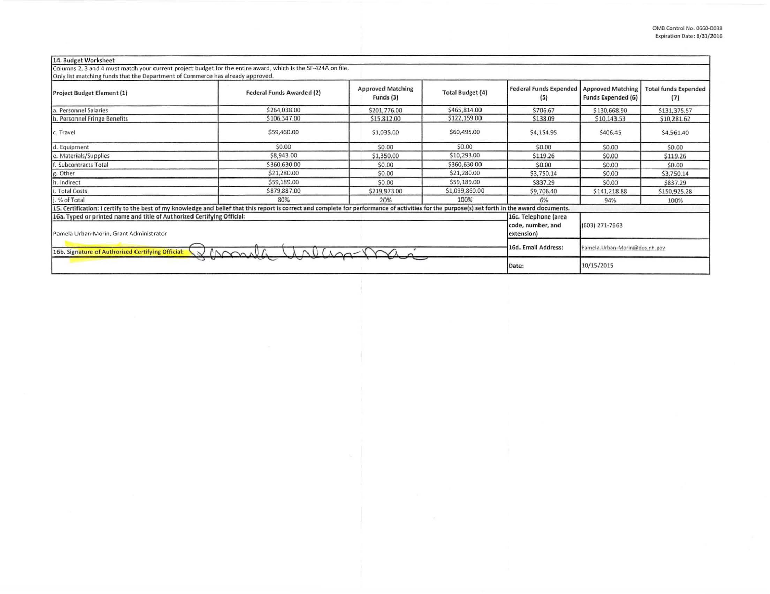OMB Control No. 0660-0038
Expiration Date: 8/31/2016

| 14. Budget Worksheet | | | | | | |
|---|---|---|---|---|---|---|
| Columns 2, 3 and 4 must match your current project budget for the entire award, which is the SF-424A on file. Only list matching funds that the Department of Commerce has already approved. | | | | | | |
| Project Budget Element (1) | Federal Funds Awarded (2) | Approved Matching Funds (3) | Total Budget (4) | Federal Funds Expended (5) | Approved Matching Funds Expended (6) | Total funds Expended (7) |
| a. Personnel Salaries | $264,038.00 | $201,776.00 | $465,814.00 | $706.67 | $130,668.90 | $131,375.57 |
| b. Personnel Fringe Benefits | $106,347.00 | $15,812.00 | $122,159.00 | $138.09 | $10,143.53 | $10,281.62 |
| c. Travel | $59,460.00 | $1,035.00 | $60,495.00 | $4,154.95 | $406.45 | $4,561.40 |
| d. Equipment | $0.00 | $0.00 | $0.00 | $0.00 | $0.00 | $0.00 |
| e. Materials/Supplies | $8,943.00 | $1,350.00 | $10,293.00 | $119.26 | $0.00 | $119.26 |
| f. Subcontracts Total | $360,630.00 | $0.00 | $360,630.00 | $0.00 | $0.00 | $0.00 |
| g. Other | $21,280.00 | $0.00 | $21,280.00 | $3,750.14 | $0.00 | $3,750.14 |
| h. Indirect | $59,189.00 | $0.00 | $59,189.00 | $837.29 | $0.00 | $837.29 |
| i. Total Costs | $879,887.00 | $219,973.00 | $1,099,860.00 | $9,706.40 | $141,218.88 | $150,925.28 |
| j. % of Total | 80% | 20% | 100% | 6% | 94% | 100% |

**15. Certification: I certify to the best of my knowledge and belief that this report is correct and complete for performance of activities for the purpose(s) set forth in the award documents.**

| | | |
|---|---|---|
| 16a. Typed or printed name and title of Authorized Certifying Official: Pamela Urban-Morin, Grant Administrator | 16c. Telephone (area code, number, and extension) | (603) 271-7663 |
| 16b. Signature of Authorized Certifying Official: Pamela Urban-Morin | 16d. Email Address: | Pamela.Urban-Morin@dos.nh.gov |
| | Date: | 10/15/2015 |